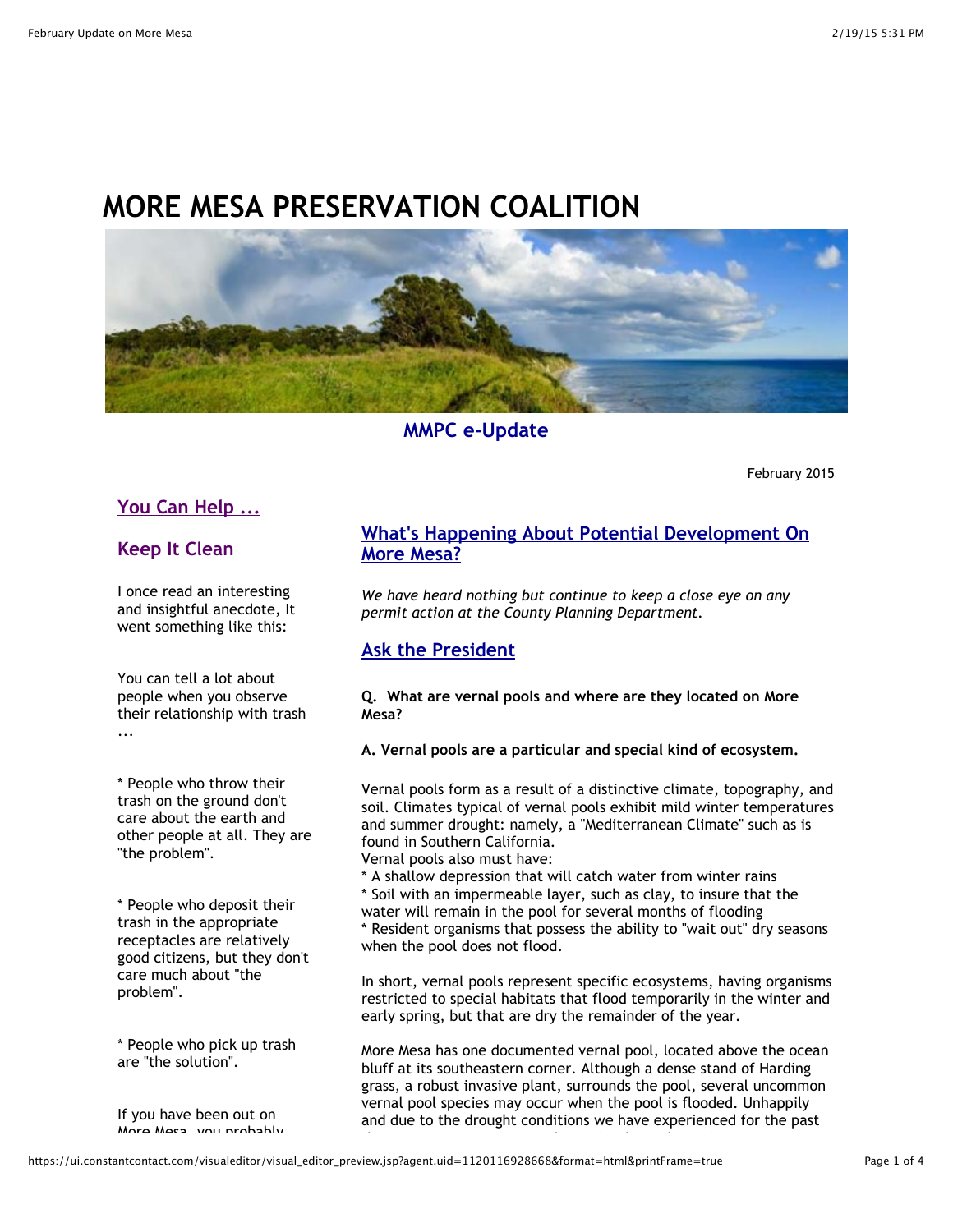# MORE MESA PRESERVATION COALITION

**MMPC e-Update**

February 2015

## You Can Help ...

## Keep It Clean

I once read an interesting and insightful anecdote, It went something like this:

You can tell a lot about people when you observe their relationship with trash ...

* People who throw their trash on the ground don't care about the earth and other people at all. They are "the problem".

* People who deposit their trash in the appropriate receptacles are relatively good citizens, but they don't care much about "the problem".

* People who pick up trash are "the solution".

If you have been out on More Mesa, you probably

## What's Happening About Potential Development On More Mesa?

*We have heard nothing but continue to keep a close eye on any permit action at the County Planning Department.*

## Ask the President

**Q. What are vernal pools and where are they located on More Mesa?**

**A. Vernal pools are a particular and special kind of ecosystem.**

Vernal pools form as a result of a distinctive climate, topography, and soil. Climates typical of vernal pools exhibit mild winter temperatures and summer drought: namely, a "Mediterranean Climate" such as is found in Southern California.
Vernal pools also must have:
* A shallow depression that will catch water from winter rains
* Soil with an impermeable layer, such as clay, to insure that the water will remain in the pool for several months of flooding
* Resident organisms that possess the ability to "wait out" dry seasons when the pool does not flood.

In short, vernal pools represent specific ecosystems, having organisms restricted to special habitats that flood temporarily in the winter and early spring, but that are dry the remainder of the year.

More Mesa has one documented vernal pool, located above the ocean bluff at its southeastern corner. Although a dense stand of Harding grass, a robust invasive plant, surrounds the pool, several uncommon vernal pool species may occur when the pool is flooded. Unhappily and due to the drought conditions we have experienced for the past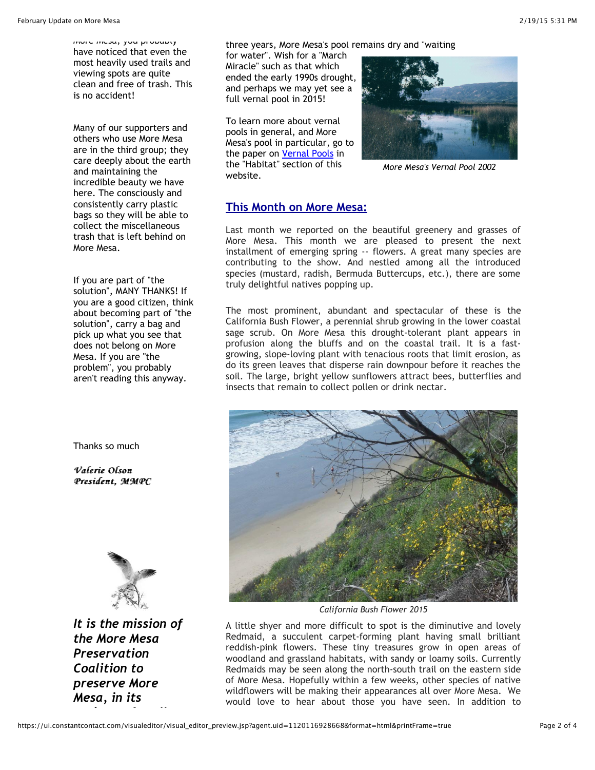More Mesa, you probably have noticed that even the most heavily used trails and viewing spots are quite clean and free of trash. This is no accident!

Many of our supporters and others who use More Mesa are in the third group; they care deeply about the earth and maintaining the incredible beauty we have here. The consciously and consistently carry plastic bags so they will be able to collect the miscellaneous trash that is left behind on More Mesa.

If you are part of "the solution", MANY THANKS! If you are a good citizen, think about becoming part of "the solution", carry a bag and pick up what you see that does not belong on More Mesa. If you are "the problem", you probably aren't reading this anyway.

Thanks so much

*Valerie Olson*
*President, MMPC*

***It is the mission of the More Mesa Preservation Coalition to preserve More Mesa, in its***

three years, More Mesa's pool remains dry and "waiting for water". Wish for a "March Miracle" such as that which ended the early 1990s drought, and perhaps we may yet see a full vernal pool in 2015!

To learn more about vernal pools in general, and More Mesa's pool in particular, go to the paper on [Vernal Pools] in the "Habitat" section of this website.

*More Mesa's Vernal Pool 2002*

## This Month on More Mesa:

Last month we reported on the beautiful greenery and grasses of More Mesa. This month we are pleased to present the next installment of emerging spring -- flowers. A great many species are contributing to the show. And nestled among all the introduced species (mustard, radish, Bermuda Buttercups, etc.), there are some truly delightful natives popping up.

The most prominent, abundant and spectacular of these is the California Bush Flower, a perennial shrub growing in the lower coastal sage scrub. On More Mesa this drought-tolerant plant appears in profusion along the bluffs and on the coastal trail. It is a fast-growing, slope-loving plant with tenacious roots that limit erosion, as do its green leaves that disperse rain downpour before it reaches the soil. The large, bright yellow sunflowers attract bees, butterflies and insects that remain to collect pollen or drink nectar.

*California Bush Flower 2015*

A little shyer and more difficult to spot is the diminutive and lovely Redmaid, a succulent carpet-forming plant having small brilliant reddish-pink flowers. These tiny treasures grow in open areas of woodland and grassland habitats, with sandy or loamy soils. Currently Redmaids may be seen along the north-south trail on the eastern side of More Mesa. Hopefully within a few weeks, other species of native wildflowers will be making their appearances all over More Mesa. We would love to hear about those you have seen. In addition to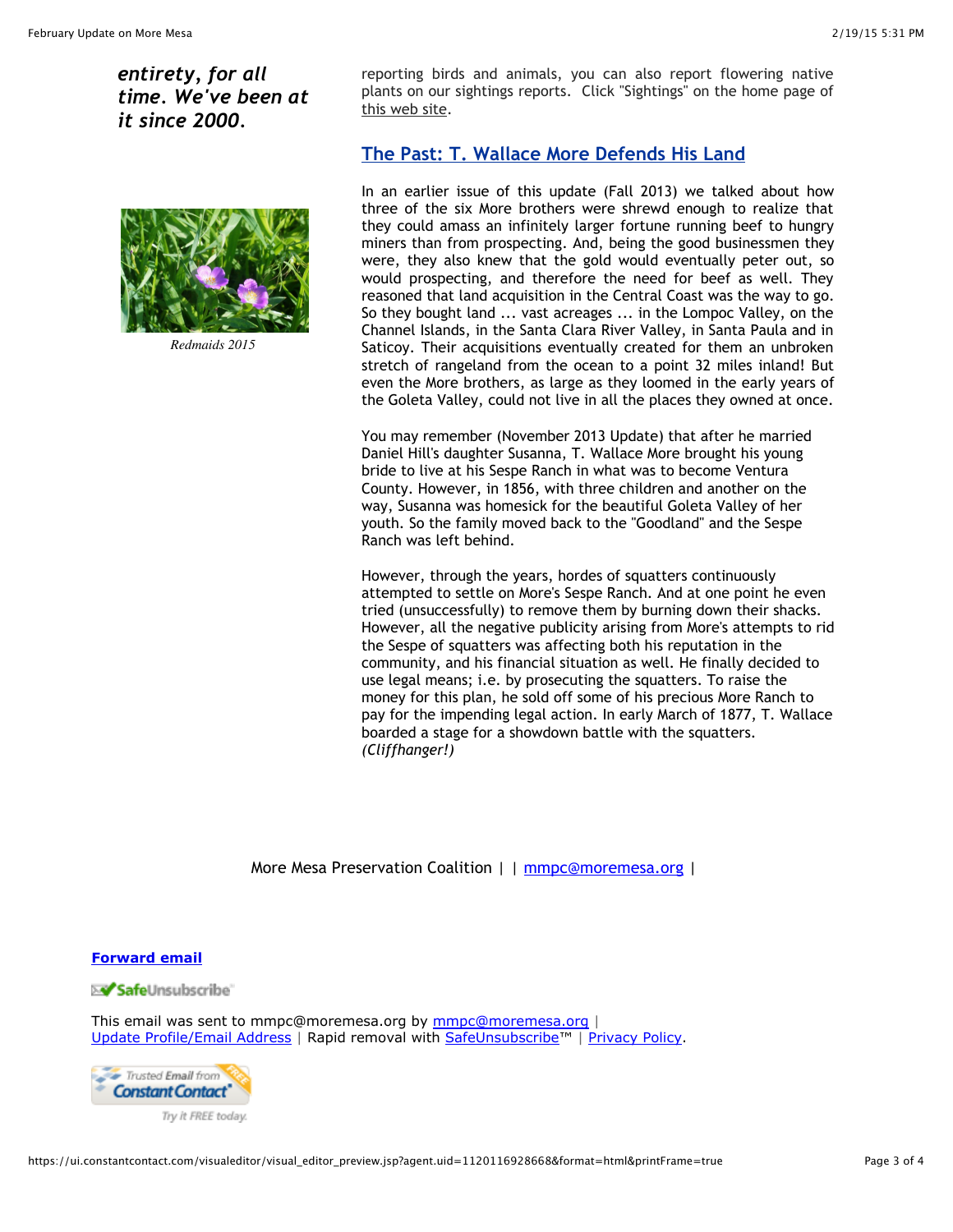***entirety, for all time. We've been at it since 2000.***

*Redmaids 2015*

reporting birds and animals, you can also report flowering native plants on our sightings reports. Click "Sightings" on the home page of this web site.

## The Past: T. Wallace More Defends His Land

In an earlier issue of this update (Fall 2013) we talked about how three of the six More brothers were shrewd enough to realize that they could amass an infinitely larger fortune running beef to hungry miners than from prospecting. And, being the good businessmen they were, they also knew that the gold would eventually peter out, so would prospecting, and therefore the need for beef as well. They reasoned that land acquisition in the Central Coast was the way to go. So they bought land ... vast acreages ... in the Lompoc Valley, on the Channel Islands, in the Santa Clara River Valley, in Santa Paula and in Saticoy. Their acquisitions eventually created for them an unbroken stretch of rangeland from the ocean to a point 32 miles inland! But even the More brothers, as large as they loomed in the early years of the Goleta Valley, could not live in all the places they owned at once.

You may remember (November 2013 Update) that after he married Daniel Hill's daughter Susanna, T. Wallace More brought his young bride to live at his Sespe Ranch in what was to become Ventura County. However, in 1856, with three children and another on the way, Susanna was homesick for the beautiful Goleta Valley of her youth. So the family moved back to the "Goodland" and the Sespe Ranch was left behind.

However, through the years, hordes of squatters continuously attempted to settle on More's Sespe Ranch. And at one point he even tried (unsuccessfully) to remove them by burning down their shacks. However, all the negative publicity arising from More's attempts to rid the Sespe of squatters was affecting both his reputation in the community, and his financial situation as well. He finally decided to use legal means; i.e. by prosecuting the squatters. To raise the money for this plan, he sold off some of his precious More Ranch to pay for the impending legal action. In early March of 1877, T. Wallace boarded a stage for a showdown battle with the squatters. *(Cliffhanger!)*

More Mesa Preservation Coalition | | mmpc@moremesa.org |

**Forward email**

SafeUnsubscribe

This email was sent to mmpc@moremesa.org by mmpc@moremesa.org | Update Profile/Email Address | Rapid removal with SafeUnsubscribe™ | Privacy Policy.

Trusted Email from Constant Contact — Try it FREE today.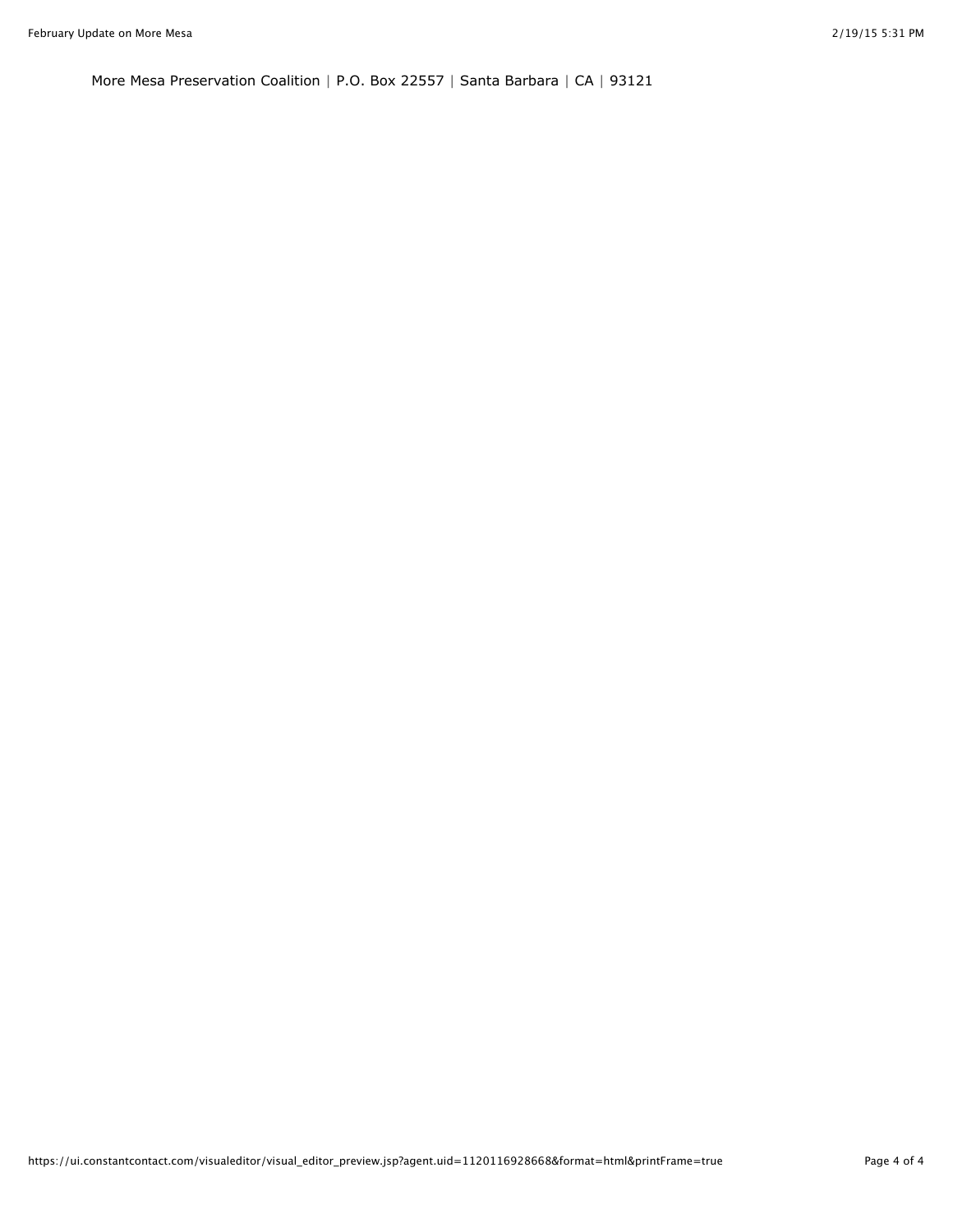More Mesa Preservation Coalition | P.O. Box 22557 | Santa Barbara | CA | 93121